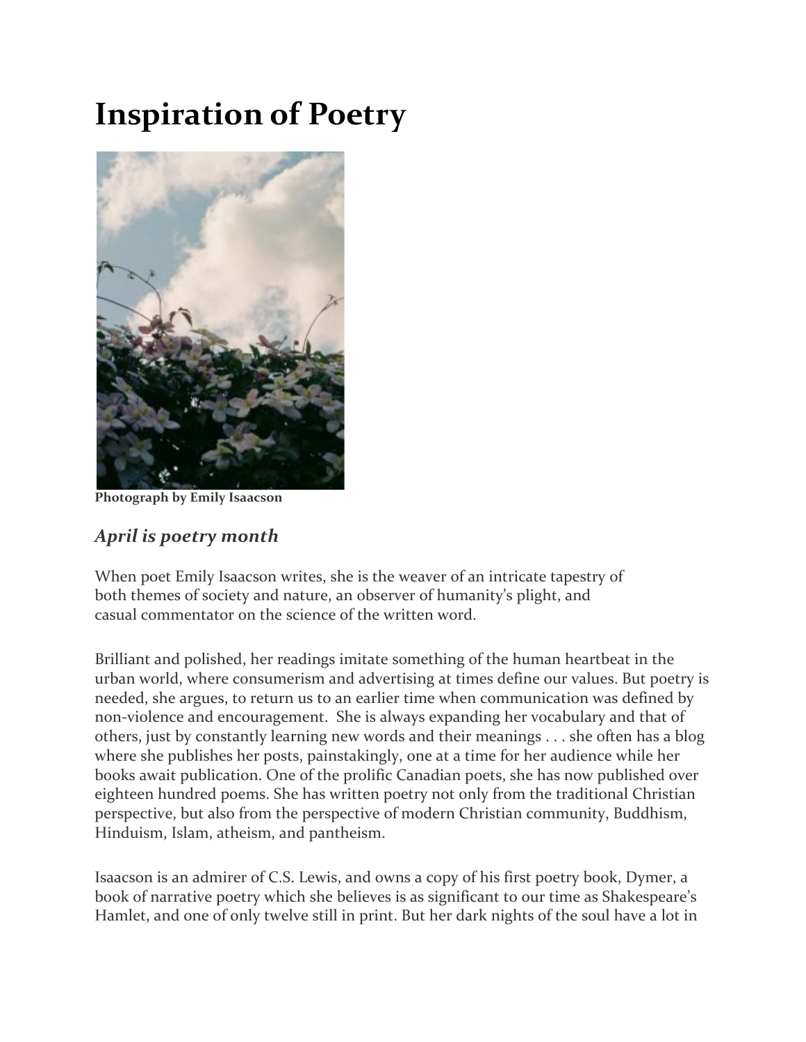# Inspiration of Poetry

**Photograph by Emily Isaacson**

## *April is poetry month*

When poet Emily Isaacson writes, she is the weaver of an intricate tapestry of both themes of society and nature, an observer of humanity's plight, and casual commentator on the science of the written word.

Brilliant and polished, her readings imitate something of the human heartbeat in the urban world, where consumerism and advertising at times define our values. But poetry is needed, she argues, to return us to an earlier time when communication was defined by non-violence and encouragement. She is always expanding her vocabulary and that of others, just by constantly learning new words and their meanings . . . she often has a blog where she publishes her posts, painstakingly, one at a time for her audience while her books await publication. One of the prolific Canadian poets, she has now published over eighteen hundred poems. She has written poetry not only from the traditional Christian perspective, but also from the perspective of modern Christian community, Buddhism, Hinduism, Islam, atheism, and pantheism.

Isaacson is an admirer of C.S. Lewis, and owns a copy of his first poetry book, Dymer, a book of narrative poetry which she believes is as significant to our time as Shakespeare's Hamlet, and one of only twelve still in print. But her dark nights of the soul have a lot in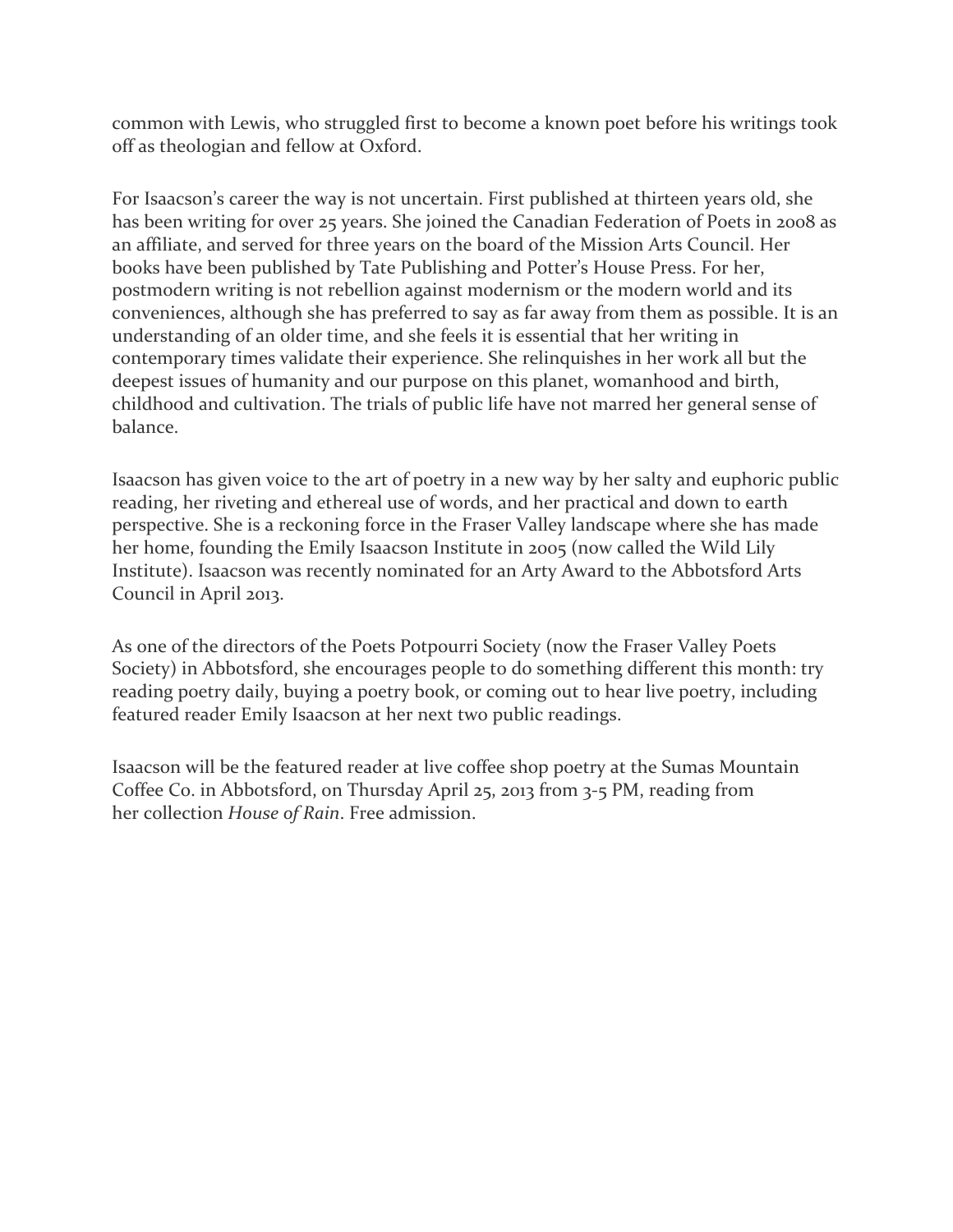common with Lewis, who struggled first to become a known poet before his writings took off as theologian and fellow at Oxford.

For Isaacson's career the way is not uncertain. First published at thirteen years old, she has been writing for over 25 years. She joined the Canadian Federation of Poets in 2008 as an affiliate, and served for three years on the board of the Mission Arts Council. Her books have been published by Tate Publishing and Potter's House Press. For her, postmodern writing is not rebellion against modernism or the modern world and its conveniences, although she has preferred to say as far away from them as possible. It is an understanding of an older time, and she feels it is essential that her writing in contemporary times validate their experience. She relinquishes in her work all but the deepest issues of humanity and our purpose on this planet, womanhood and birth, childhood and cultivation. The trials of public life have not marred her general sense of balance.

Isaacson has given voice to the art of poetry in a new way by her salty and euphoric public reading, her riveting and ethereal use of words, and her practical and down to earth perspective. She is a reckoning force in the Fraser Valley landscape where she has made her home, founding the Emily Isaacson Institute in 2005 (now called the Wild Lily Institute). Isaacson was recently nominated for an Arty Award to the Abbotsford Arts Council in April 2013.

As one of the directors of the Poets Potpourri Society (now the Fraser Valley Poets Society) in Abbotsford, she encourages people to do something different this month: try reading poetry daily, buying a poetry book, or coming out to hear live poetry, including featured reader Emily Isaacson at her next two public readings.

Isaacson will be the featured reader at live coffee shop poetry at the Sumas Mountain Coffee Co. in Abbotsford, on Thursday April 25, 2013 from 3-5 PM, reading from her collection *House of Rain*. Free admission.